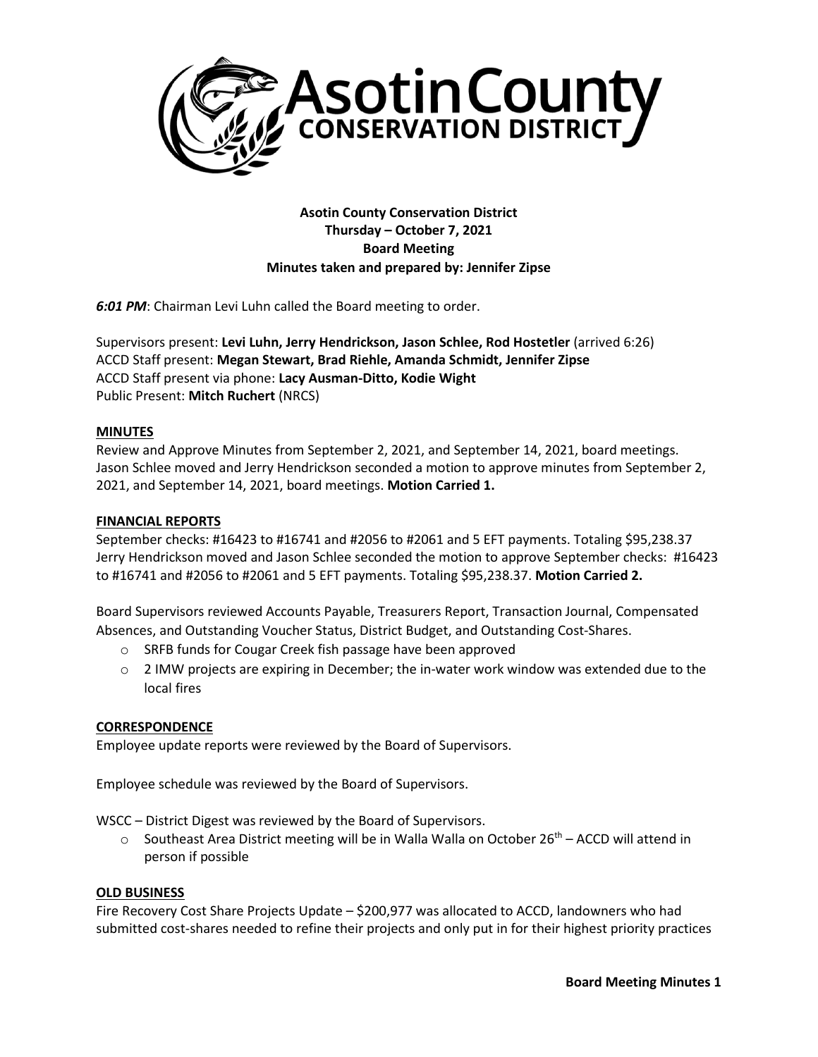# Asotin County Conservation District

**Asotin County Conservation District**
**Thursday – October 7, 2021**
**Board Meeting**
**Minutes taken and prepared by: Jennifer Zipse**

***6:01 PM***: Chairman Levi Luhn called the Board meeting to order.

Supervisors present: **Levi Luhn, Jerry Hendrickson, Jason Schlee, Rod Hostetler** (arrived 6:26)
ACCD Staff present: **Megan Stewart, Brad Riehle, Amanda Schmidt, Jennifer Zipse**
ACCD Staff present via phone: **Lacy Ausman-Ditto, Kodie Wight**
Public Present: **Mitch Ruchert** (NRCS)

## MINUTES

Review and Approve Minutes from September 2, 2021, and September 14, 2021, board meetings. Jason Schlee moved and Jerry Hendrickson seconded a motion to approve minutes from September 2, 2021, and September 14, 2021, board meetings. **Motion Carried 1.**

## FINANCIAL REPORTS

September checks: #16423 to #16741 and #2056 to #2061 and 5 EFT payments. Totaling $95,238.37 Jerry Hendrickson moved and Jason Schlee seconded the motion to approve September checks: #16423 to #16741 and #2056 to #2061 and 5 EFT payments. Totaling $95,238.37. **Motion Carried 2.**

Board Supervisors reviewed Accounts Payable, Treasurers Report, Transaction Journal, Compensated Absences, and Outstanding Voucher Status, District Budget, and Outstanding Cost-Shares.

- SRFB funds for Cougar Creek fish passage have been approved
- 2 IMW projects are expiring in December; the in-water work window was extended due to the local fires

## CORRESPONDENCE

Employee update reports were reviewed by the Board of Supervisors.

Employee schedule was reviewed by the Board of Supervisors.

WSCC – District Digest was reviewed by the Board of Supervisors.

- Southeast Area District meeting will be in Walla Walla on October 26th – ACCD will attend in person if possible

## OLD BUSINESS

Fire Recovery Cost Share Projects Update – $200,977 was allocated to ACCD, landowners who had submitted cost-shares needed to refine their projects and only put in for their highest priority practices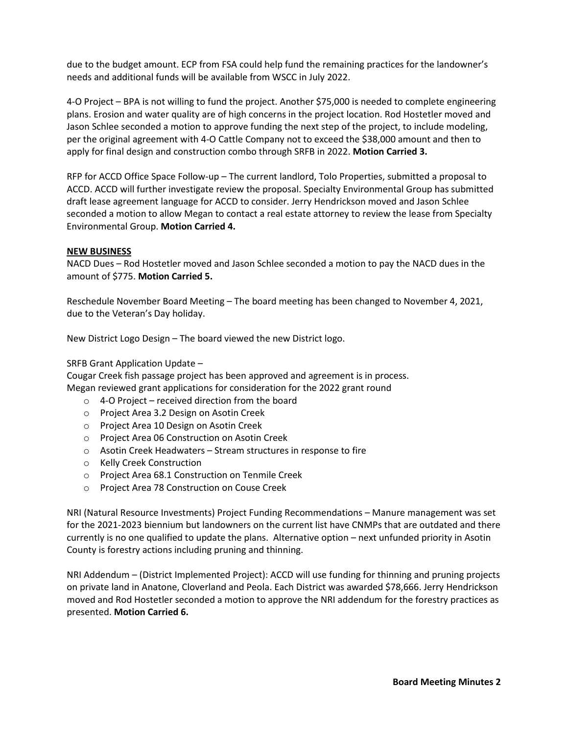due to the budget amount. ECP from FSA could help fund the remaining practices for the landowner's needs and additional funds will be available from WSCC in July 2022.

4-O Project – BPA is not willing to fund the project. Another $75,000 is needed to complete engineering plans. Erosion and water quality are of high concerns in the project location. Rod Hostetler moved and Jason Schlee seconded a motion to approve funding the next step of the project, to include modeling, per the original agreement with 4-O Cattle Company not to exceed the $38,000 amount and then to apply for final design and construction combo through SRFB in 2022. **Motion Carried 3.**

RFP for ACCD Office Space Follow-up – The current landlord, Tolo Properties, submitted a proposal to ACCD. ACCD will further investigate review the proposal. Specialty Environmental Group has submitted draft lease agreement language for ACCD to consider. Jerry Hendrickson moved and Jason Schlee seconded a motion to allow Megan to contact a real estate attorney to review the lease from Specialty Environmental Group. **Motion Carried 4.**

**NEW BUSINESS**

NACD Dues – Rod Hostetler moved and Jason Schlee seconded a motion to pay the NACD dues in the amount of $775. **Motion Carried 5.**

Reschedule November Board Meeting – The board meeting has been changed to November 4, 2021, due to the Veteran's Day holiday.

New District Logo Design – The board viewed the new District logo.

SRFB Grant Application Update –
Cougar Creek fish passage project has been approved and agreement is in process.
Megan reviewed grant applications for consideration for the 2022 grant round

- 4-O Project – received direction from the board
- Project Area 3.2 Design on Asotin Creek
- Project Area 10 Design on Asotin Creek
- Project Area 06 Construction on Asotin Creek
- Asotin Creek Headwaters – Stream structures in response to fire
- Kelly Creek Construction
- Project Area 68.1 Construction on Tenmile Creek
- Project Area 78 Construction on Couse Creek

NRI (Natural Resource Investments) Project Funding Recommendations – Manure management was set for the 2021-2023 biennium but landowners on the current list have CNMPs that are outdated and there currently is no one qualified to update the plans. Alternative option – next unfunded priority in Asotin County is forestry actions including pruning and thinning.

NRI Addendum – (District Implemented Project): ACCD will use funding for thinning and pruning projects on private land in Anatone, Cloverland and Peola. Each District was awarded $78,666. Jerry Hendrickson moved and Rod Hostetler seconded a motion to approve the NRI addendum for the forestry practices as presented. **Motion Carried 6.**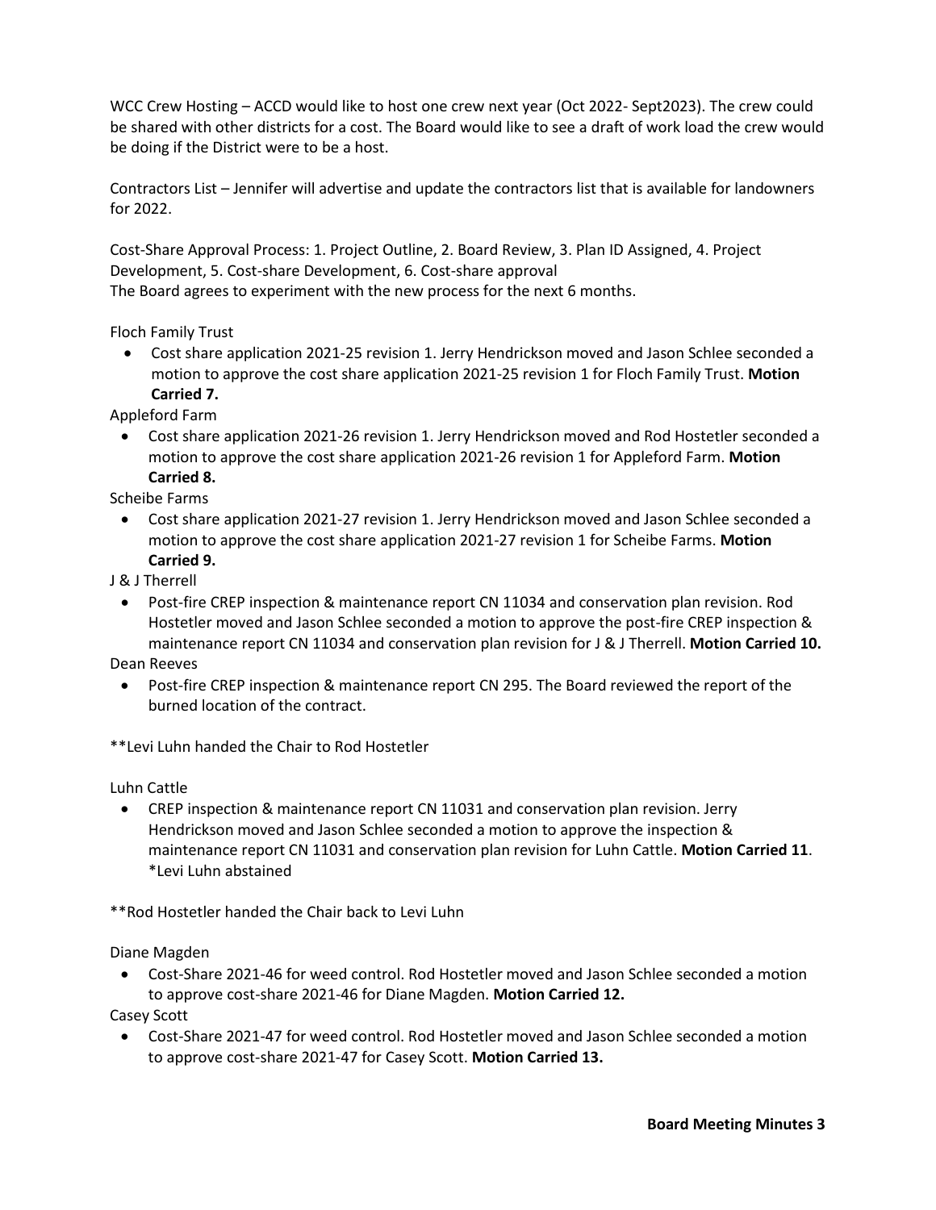WCC Crew Hosting – ACCD would like to host one crew next year (Oct 2022- Sept2023). The crew could be shared with other districts for a cost. The Board would like to see a draft of work load the crew would be doing if the District were to be a host.

Contractors List – Jennifer will advertise and update the contractors list that is available for landowners for 2022.

Cost-Share Approval Process: 1. Project Outline, 2. Board Review, 3. Plan ID Assigned, 4. Project Development, 5. Cost-share Development, 6. Cost-share approval
The Board agrees to experiment with the new process for the next 6 months.

Floch Family Trust

- Cost share application 2021-25 revision 1. Jerry Hendrickson moved and Jason Schlee seconded a motion to approve the cost share application 2021-25 revision 1 for Floch Family Trust. **Motion Carried 7.**

Appleford Farm

- Cost share application 2021-26 revision 1. Jerry Hendrickson moved and Rod Hostetler seconded a motion to approve the cost share application 2021-26 revision 1 for Appleford Farm. **Motion Carried 8.**

Scheibe Farms

- Cost share application 2021-27 revision 1. Jerry Hendrickson moved and Jason Schlee seconded a motion to approve the cost share application 2021-27 revision 1 for Scheibe Farms. **Motion Carried 9.**

J & J Therrell

- Post-fire CREP inspection & maintenance report CN 11034 and conservation plan revision. Rod Hostetler moved and Jason Schlee seconded a motion to approve the post-fire CREP inspection & maintenance report CN 11034 and conservation plan revision for J & J Therrell. **Motion Carried 10.**

Dean Reeves

- Post-fire CREP inspection & maintenance report CN 295. The Board reviewed the report of the burned location of the contract.

**Levi Luhn handed the Chair to Rod Hostetler

Luhn Cattle

- CREP inspection & maintenance report CN 11031 and conservation plan revision. Jerry Hendrickson moved and Jason Schlee seconded a motion to approve the inspection & maintenance report CN 11031 and conservation plan revision for Luhn Cattle. **Motion Carried 11**. *Levi Luhn abstained

**Rod Hostetler handed the Chair back to Levi Luhn

Diane Magden

- Cost-Share 2021-46 for weed control. Rod Hostetler moved and Jason Schlee seconded a motion to approve cost-share 2021-46 for Diane Magden. **Motion Carried 12.**

Casey Scott

- Cost-Share 2021-47 for weed control. Rod Hostetler moved and Jason Schlee seconded a motion to approve cost-share 2021-47 for Casey Scott. **Motion Carried 13.**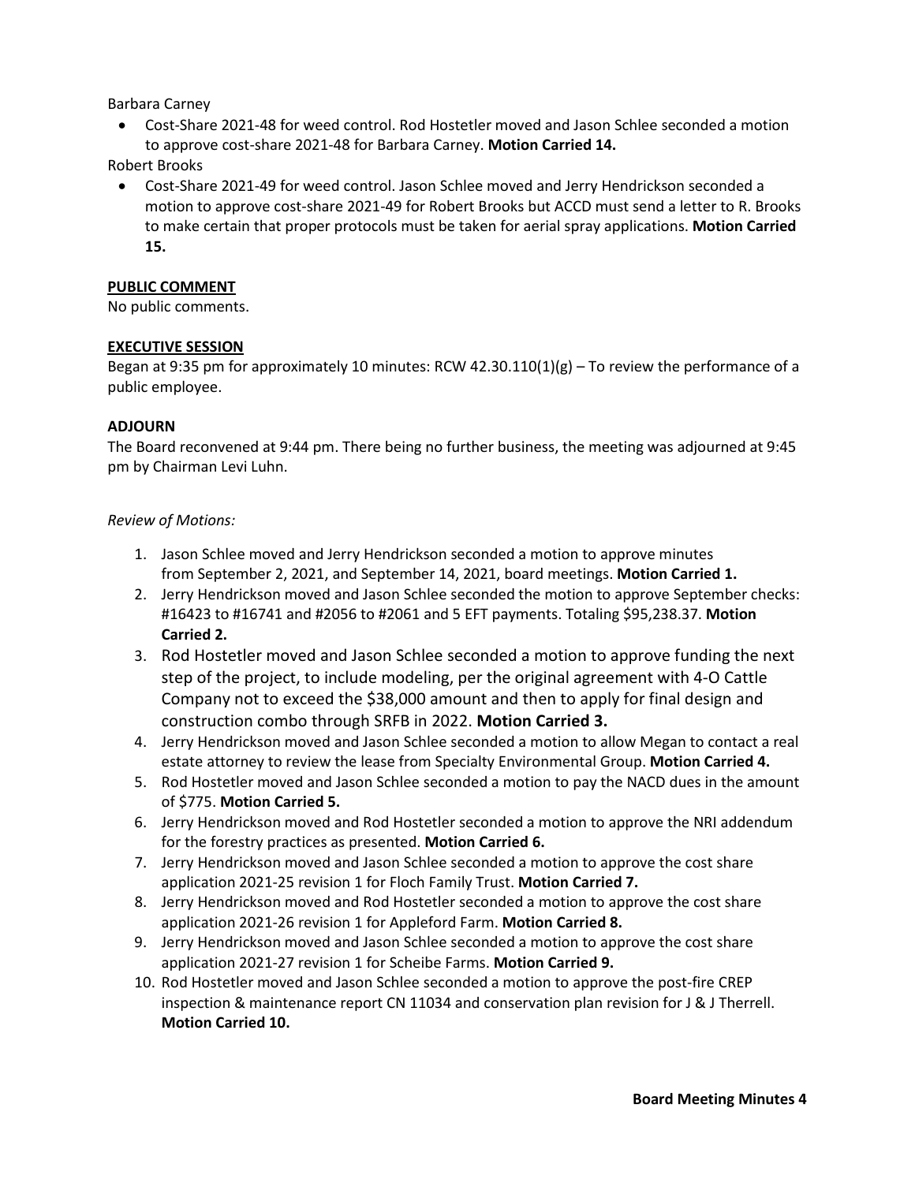Barbara Carney

- Cost-Share 2021-48 for weed control. Rod Hostetler moved and Jason Schlee seconded a motion to approve cost-share 2021-48 for Barbara Carney. **Motion Carried 14.**

Robert Brooks

- Cost-Share 2021-49 for weed control. Jason Schlee moved and Jerry Hendrickson seconded a motion to approve cost-share 2021-49 for Robert Brooks but ACCD must send a letter to R. Brooks to make certain that proper protocols must be taken for aerial spray applications. **Motion Carried 15.**

**PUBLIC COMMENT**

No public comments.

**EXECUTIVE SESSION**

Began at 9:35 pm for approximately 10 minutes: RCW 42.30.110(1)(g) – To review the performance of a public employee.

**ADJOURN**

The Board reconvened at 9:44 pm. There being no further business, the meeting was adjourned at 9:45 pm by Chairman Levi Luhn.

*Review of Motions:*

1. Jason Schlee moved and Jerry Hendrickson seconded a motion to approve minutes from September 2, 2021, and September 14, 2021, board meetings. **Motion Carried 1.**
2. Jerry Hendrickson moved and Jason Schlee seconded the motion to approve September checks: #16423 to #16741 and #2056 to #2061 and 5 EFT payments. Totaling $95,238.37. **Motion Carried 2.**
3. Rod Hostetler moved and Jason Schlee seconded a motion to approve funding the next step of the project, to include modeling, per the original agreement with 4-O Cattle Company not to exceed the $38,000 amount and then to apply for final design and construction combo through SRFB in 2022. **Motion Carried 3.**
4. Jerry Hendrickson moved and Jason Schlee seconded a motion to allow Megan to contact a real estate attorney to review the lease from Specialty Environmental Group. **Motion Carried 4.**
5. Rod Hostetler moved and Jason Schlee seconded a motion to pay the NACD dues in the amount of $775. **Motion Carried 5.**
6. Jerry Hendrickson moved and Rod Hostetler seconded a motion to approve the NRI addendum for the forestry practices as presented. **Motion Carried 6.**
7. Jerry Hendrickson moved and Jason Schlee seconded a motion to approve the cost share application 2021-25 revision 1 for Floch Family Trust. **Motion Carried 7.**
8. Jerry Hendrickson moved and Rod Hostetler seconded a motion to approve the cost share application 2021-26 revision 1 for Appleford Farm. **Motion Carried 8.**
9. Jerry Hendrickson moved and Jason Schlee seconded a motion to approve the cost share application 2021-27 revision 1 for Scheibe Farms. **Motion Carried 9.**
10. Rod Hostetler moved and Jason Schlee seconded a motion to approve the post-fire CREP inspection & maintenance report CN 11034 and conservation plan revision for J & J Therrell. **Motion Carried 10.**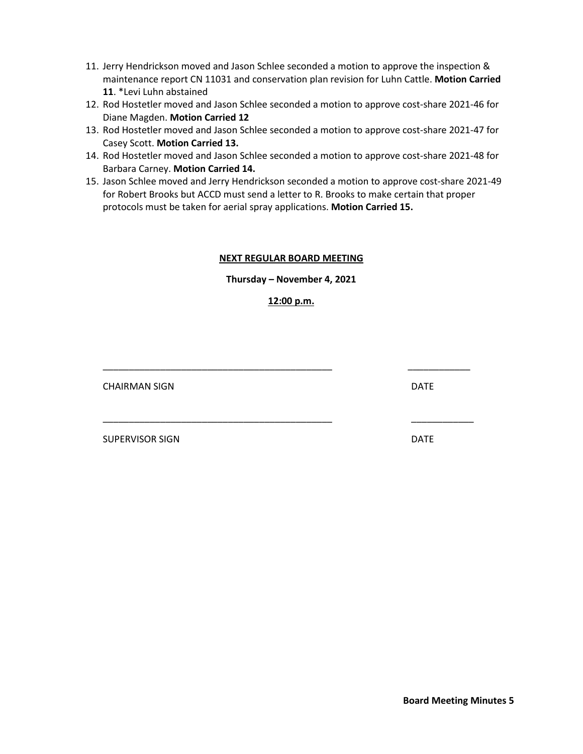11. Jerry Hendrickson moved and Jason Schlee seconded a motion to approve the inspection & maintenance report CN 11031 and conservation plan revision for Luhn Cattle. **Motion Carried 11**. *Levi Luhn abstained
12. Rod Hostetler moved and Jason Schlee seconded a motion to approve cost-share 2021-46 for Diane Magden. **Motion Carried 12**
13. Rod Hostetler moved and Jason Schlee seconded a motion to approve cost-share 2021-47 for Casey Scott. **Motion Carried 13.**
14. Rod Hostetler moved and Jason Schlee seconded a motion to approve cost-share 2021-48 for Barbara Carney. **Motion Carried 14.**
15. Jason Schlee moved and Jerry Hendrickson seconded a motion to approve cost-share 2021-49 for Robert Brooks but ACCD must send a letter to R. Brooks to make certain that proper protocols must be taken for aerial spray applications. **Motion Carried 15.**

**NEXT REGULAR BOARD MEETING**

**Thursday – November 4, 2021**

**12:00 p.m.**

_____________________________________________ ____________

CHAIRMAN SIGN DATE

_____________________________________________ ____________

SUPERVISOR SIGN DATE

**Board Meeting Minutes 5**